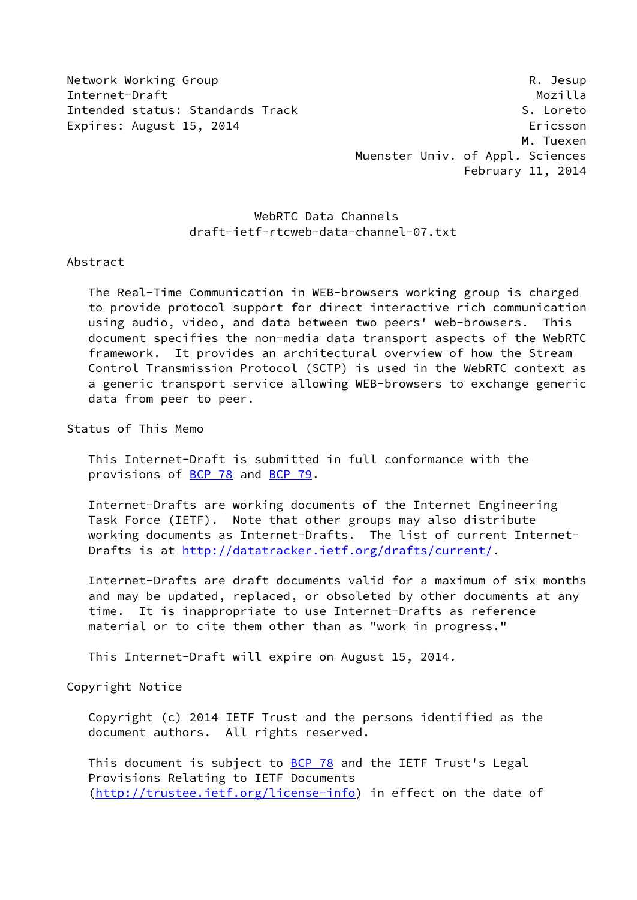Network Working Group R. Jesup
Internet-Draft Mozilla
Intended status: Standards Track S. Loreto
Expires: August 15, 2014 Ericsson
M. Tuexen
Muenster Univ. of Appl. Sciences
February 11, 2014

# WebRTC Data Channels
draft-ietf-rtcweb-data-channel-07.txt

## Abstract

The Real-Time Communication in WEB-browsers working group is charged to provide protocol support for direct interactive rich communication using audio, video, and data between two peers' web-browsers. This document specifies the non-media data transport aspects of the WebRTC framework. It provides an architectural overview of how the Stream Control Transmission Protocol (SCTP) is used in the WebRTC context as a generic transport service allowing WEB-browsers to exchange generic data from peer to peer.

## Status of This Memo

This Internet-Draft is submitted in full conformance with the provisions of BCP 78 and BCP 79.

Internet-Drafts are working documents of the Internet Engineering Task Force (IETF). Note that other groups may also distribute working documents as Internet-Drafts. The list of current Internet-Drafts is at http://datatracker.ietf.org/drafts/current/.

Internet-Drafts are draft documents valid for a maximum of six months and may be updated, replaced, or obsoleted by other documents at any time. It is inappropriate to use Internet-Drafts as reference material or to cite them other than as "work in progress."

This Internet-Draft will expire on August 15, 2014.

## Copyright Notice

Copyright (c) 2014 IETF Trust and the persons identified as the document authors. All rights reserved.

This document is subject to BCP 78 and the IETF Trust's Legal Provisions Relating to IETF Documents (http://trustee.ietf.org/license-info) in effect on the date of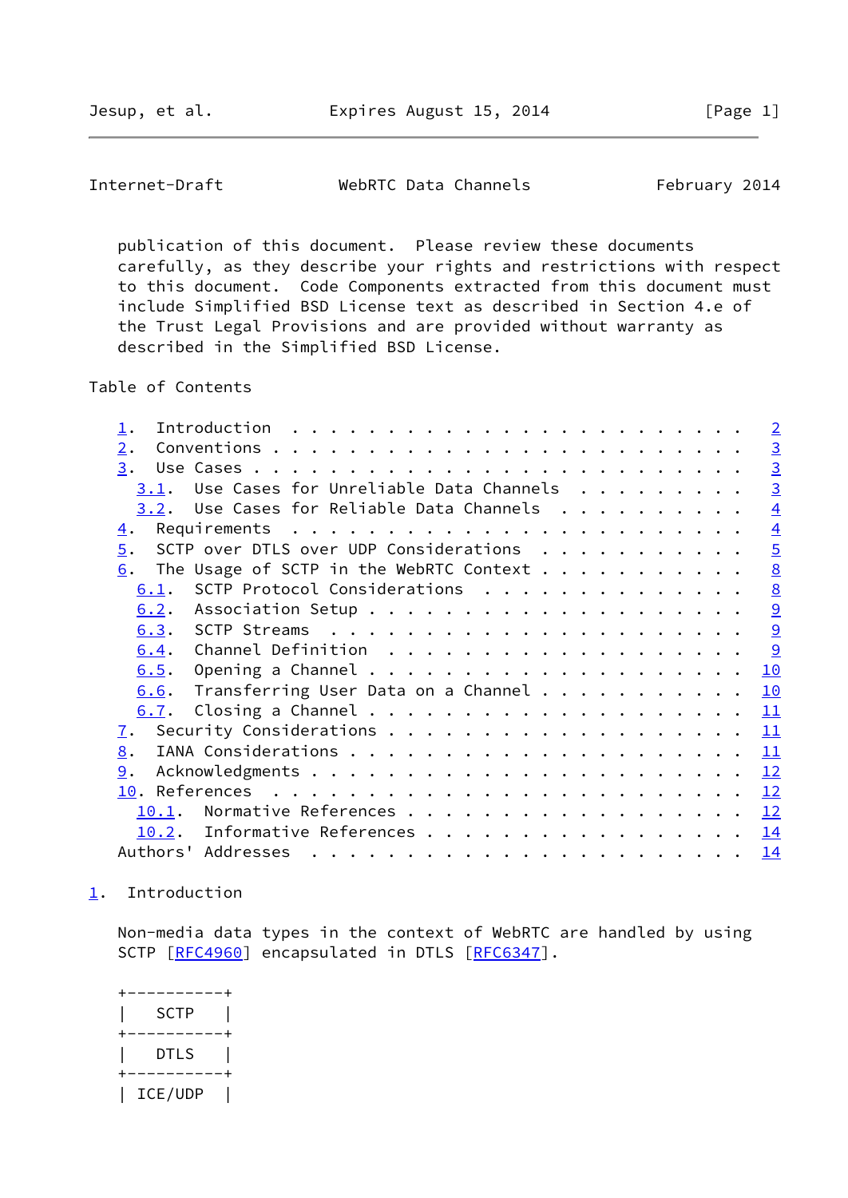publication of this document. Please review these documents carefully, as they describe your rights and restrictions with respect to this document. Code Components extracted from this document must include Simplified BSD License text as described in Section 4.e of the Trust Legal Provisions and are provided without warranty as described in the Simplified BSD License.

## Table of Contents

- 1. Introduction . . . . . . . . . . . . . . . . . . . . . . . . 2
- 2. Conventions . . . . . . . . . . . . . . . . . . . . . . . . 3
- 3. Use Cases . . . . . . . . . . . . . . . . . . . . . . . . . 3
  - 3.1. Use Cases for Unreliable Data Channels . . . . . . . . . 3
  - 3.2. Use Cases for Reliable Data Channels . . . . . . . . . . 4
- 4. Requirements . . . . . . . . . . . . . . . . . . . . . . . . 4
- 5. SCTP over DTLS over UDP Considerations . . . . . . . . . . . 5
- 6. The Usage of SCTP in the WebRTC Context . . . . . . . . . . . 8
  - 6.1. SCTP Protocol Considerations . . . . . . . . . . . . . . 8
  - 6.2. Association Setup . . . . . . . . . . . . . . . . . . . . 9
  - 6.3. SCTP Streams . . . . . . . . . . . . . . . . . . . . . . 9
  - 6.4. Channel Definition . . . . . . . . . . . . . . . . . . . 9
  - 6.5. Opening a Channel . . . . . . . . . . . . . . . . . . . . 10
  - 6.6. Transferring User Data on a Channel . . . . . . . . . . . 10
  - 6.7. Closing a Channel . . . . . . . . . . . . . . . . . . . . 11
- 7. Security Considerations . . . . . . . . . . . . . . . . . . . 11
- 8. IANA Considerations . . . . . . . . . . . . . . . . . . . . . 11
- 9. Acknowledgments . . . . . . . . . . . . . . . . . . . . . . . 12
- 10. References . . . . . . . . . . . . . . . . . . . . . . . . . 12
  - 10.1. Normative References . . . . . . . . . . . . . . . . . . 12
  - 10.2. Informative References . . . . . . . . . . . . . . . . . 14
- Authors' Addresses . . . . . . . . . . . . . . . . . . . . . . . 14

## 1. Introduction

Non-media data types in the context of WebRTC are handled by using SCTP [RFC4960] encapsulated in DTLS [RFC6347].

```
+----------+
|   SCTP   |
+----------+
|   DTLS   |
+----------+
| ICE/UDP  |
```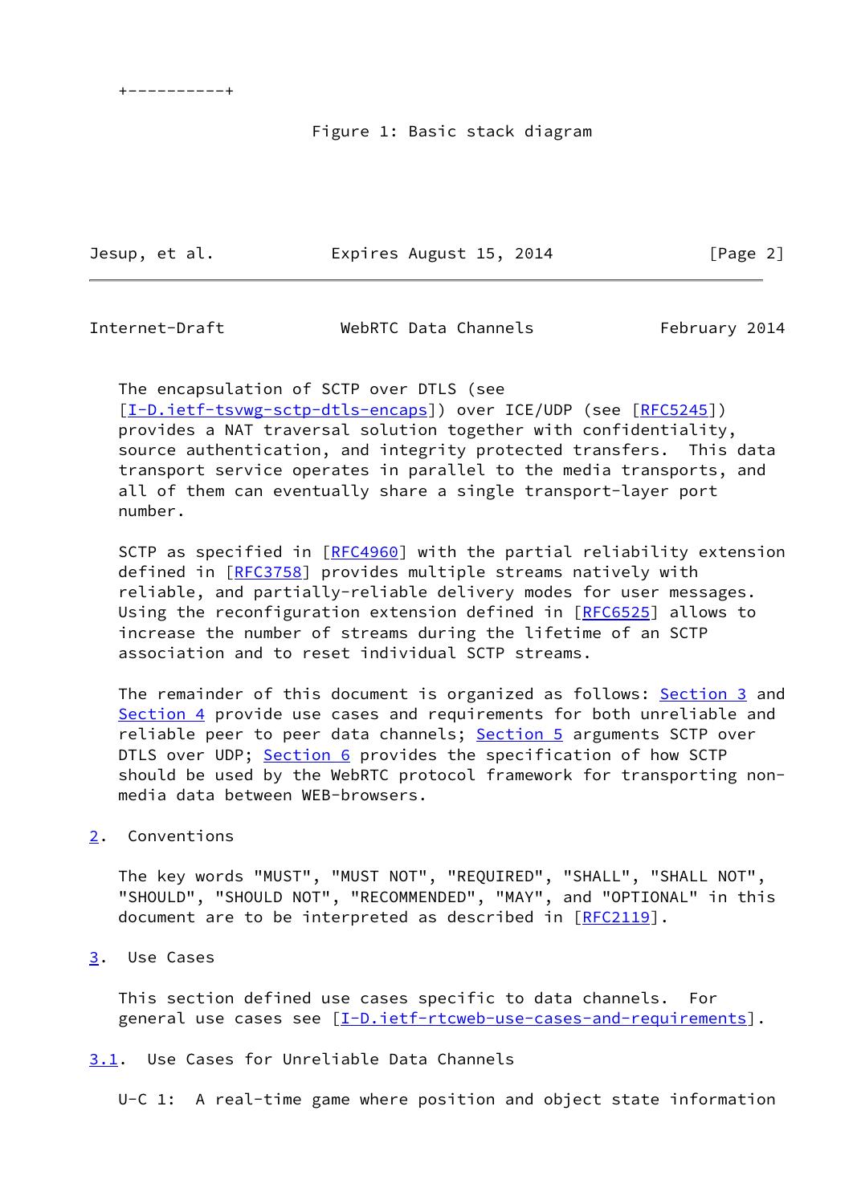+----------+

Figure 1: Basic stack diagram

The encapsulation of SCTP over DTLS (see [I-D.ietf-tsvwg-sctp-dtls-encaps]) over ICE/UDP (see [RFC5245]) provides a NAT traversal solution together with confidentiality, source authentication, and integrity protected transfers. This data transport service operates in parallel to the media transports, and all of them can eventually share a single transport-layer port number.

SCTP as specified in [RFC4960] with the partial reliability extension defined in [RFC3758] provides multiple streams natively with reliable, and partially-reliable delivery modes for user messages. Using the reconfiguration extension defined in [RFC6525] allows to increase the number of streams during the lifetime of an SCTP association and to reset individual SCTP streams.

The remainder of this document is organized as follows: Section 3 and Section 4 provide use cases and requirements for both unreliable and reliable peer to peer data channels; Section 5 arguments SCTP over DTLS over UDP; Section 6 provides the specification of how SCTP should be used by the WebRTC protocol framework for transporting non-media data between WEB-browsers.

## 2. Conventions

The key words "MUST", "MUST NOT", "REQUIRED", "SHALL", "SHALL NOT", "SHOULD", "SHOULD NOT", "RECOMMENDED", "MAY", and "OPTIONAL" in this document are to be interpreted as described in [RFC2119].

## 3. Use Cases

This section defined use cases specific to data channels. For general use cases see [I-D.ietf-rtcweb-use-cases-and-requirements].

### 3.1. Use Cases for Unreliable Data Channels

U-C 1: A real-time game where position and object state information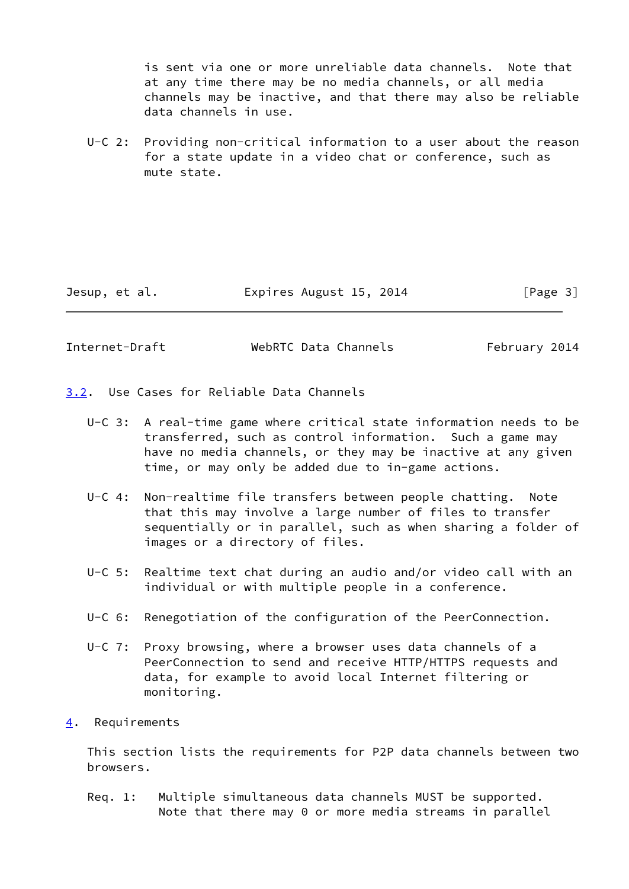is sent via one or more unreliable data channels. Note that at any time there may be no media channels, or all media channels may be inactive, and that there may also be reliable data channels in use.

U-C 2: Providing non-critical information to a user about the reason for a state update in a video chat or conference, such as mute state.

### 3.2. Use Cases for Reliable Data Channels

U-C 3: A real-time game where critical state information needs to be transferred, such as control information. Such a game may have no media channels, or they may be inactive at any given time, or may only be added due to in-game actions.

U-C 4: Non-realtime file transfers between people chatting. Note that this may involve a large number of files to transfer sequentially or in parallel, such as when sharing a folder of images or a directory of files.

U-C 5: Realtime text chat during an audio and/or video call with an individual or with multiple people in a conference.

U-C 6: Renegotiation of the configuration of the PeerConnection.

U-C 7: Proxy browsing, where a browser uses data channels of a PeerConnection to send and receive HTTP/HTTPS requests and data, for example to avoid local Internet filtering or monitoring.

## 4. Requirements

This section lists the requirements for P2P data channels between two browsers.

Req. 1: Multiple simultaneous data channels MUST be supported. Note that there may 0 or more media streams in parallel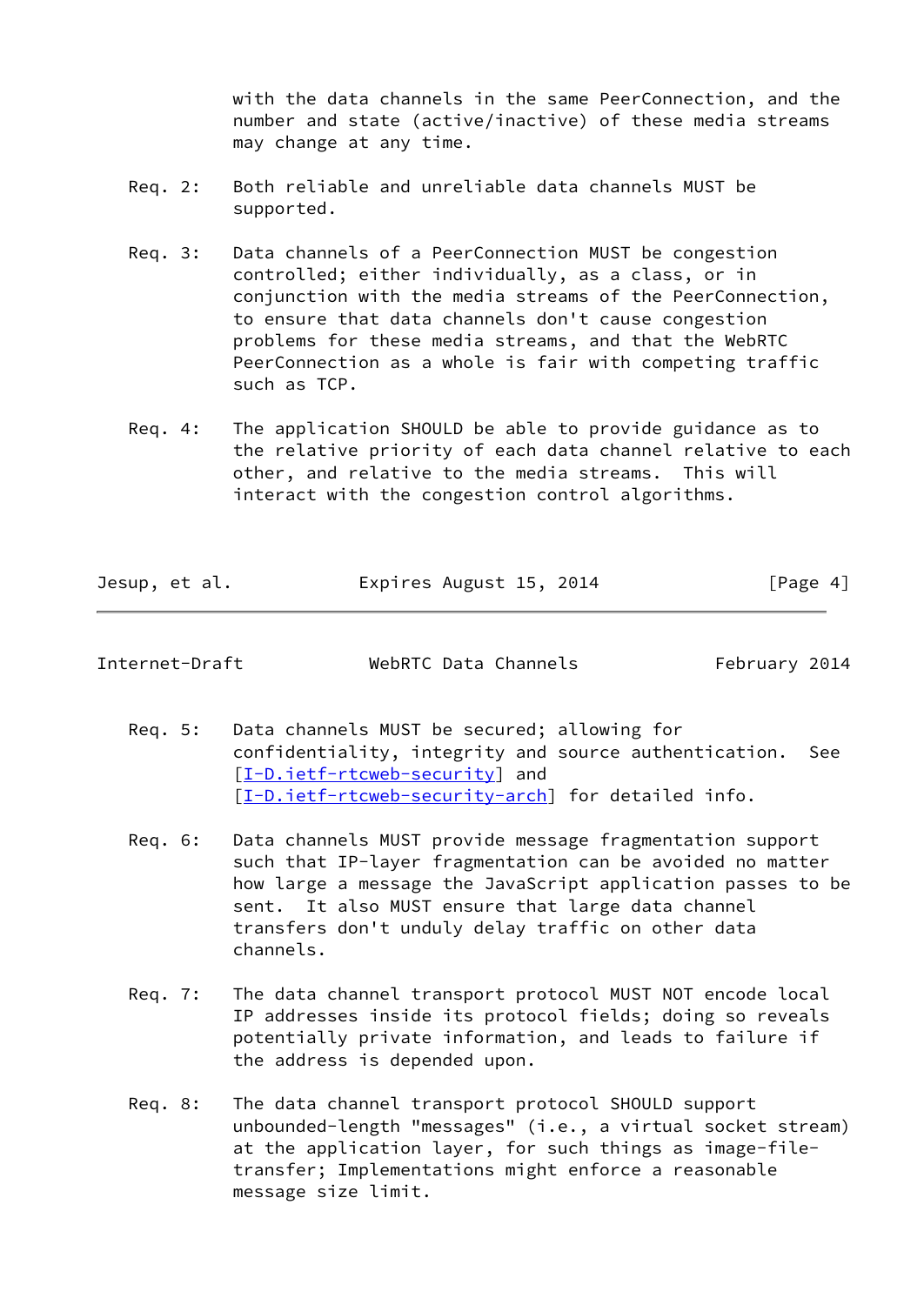with the data channels in the same PeerConnection, and the number and state (active/inactive) of these media streams may change at any time.

Req. 2: Both reliable and unreliable data channels MUST be supported.

Req. 3: Data channels of a PeerConnection MUST be congestion controlled; either individually, as a class, or in conjunction with the media streams of the PeerConnection, to ensure that data channels don't cause congestion problems for these media streams, and that the WebRTC PeerConnection as a whole is fair with competing traffic such as TCP.

Req. 4: The application SHOULD be able to provide guidance as to the relative priority of each data channel relative to each other, and relative to the media streams. This will interact with the congestion control algorithms.

Req. 5: Data channels MUST be secured; allowing for confidentiality, integrity and source authentication. See [I-D.ietf-rtcweb-security] and [I-D.ietf-rtcweb-security-arch] for detailed info.

Req. 6: Data channels MUST provide message fragmentation support such that IP-layer fragmentation can be avoided no matter how large a message the JavaScript application passes to be sent. It also MUST ensure that large data channel transfers don't unduly delay traffic on other data channels.

Req. 7: The data channel transport protocol MUST NOT encode local IP addresses inside its protocol fields; doing so reveals potentially private information, and leads to failure if the address is depended upon.

Req. 8: The data channel transport protocol SHOULD support unbounded-length "messages" (i.e., a virtual socket stream) at the application layer, for such things as image-file-transfer; Implementations might enforce a reasonable message size limit.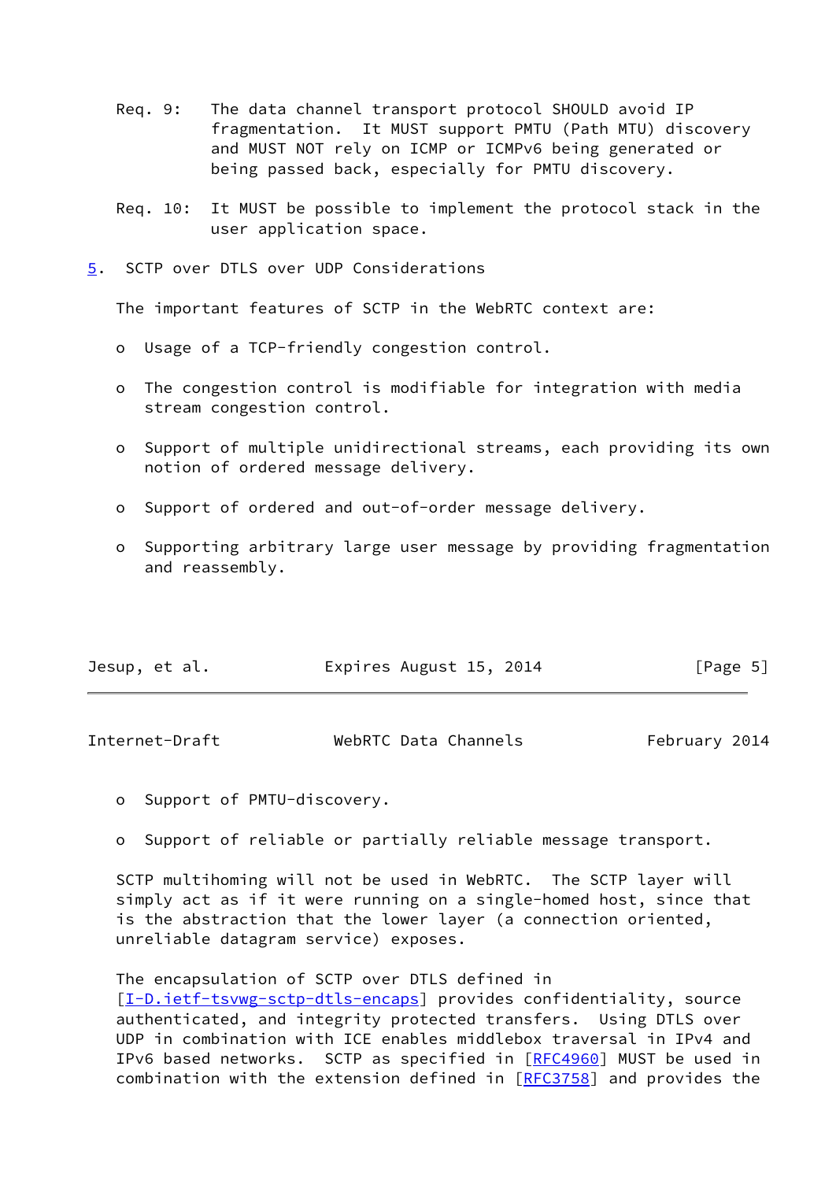Req. 9: The data channel transport protocol SHOULD avoid IP fragmentation. It MUST support PMTU (Path MTU) discovery and MUST NOT rely on ICMP or ICMPv6 being generated or being passed back, especially for PMTU discovery.

Req. 10: It MUST be possible to implement the protocol stack in the user application space.

## 5. SCTP over DTLS over UDP Considerations

The important features of SCTP in the WebRTC context are:

- Usage of a TCP-friendly congestion control.
- The congestion control is modifiable for integration with media stream congestion control.
- Support of multiple unidirectional streams, each providing its own notion of ordered message delivery.
- Support of ordered and out-of-order message delivery.
- Supporting arbitrary large user message by providing fragmentation and reassembly.
- Support of PMTU-discovery.
- Support of reliable or partially reliable message transport.

SCTP multihoming will not be used in WebRTC. The SCTP layer will simply act as if it were running on a single-homed host, since that is the abstraction that the lower layer (a connection oriented, unreliable datagram service) exposes.

The encapsulation of SCTP over DTLS defined in [I-D.ietf-tsvwg-sctp-dtls-encaps] provides confidentiality, source authenticated, and integrity protected transfers. Using DTLS over UDP in combination with ICE enables middlebox traversal in IPv4 and IPv6 based networks. SCTP as specified in [RFC4960] MUST be used in combination with the extension defined in [RFC3758] and provides the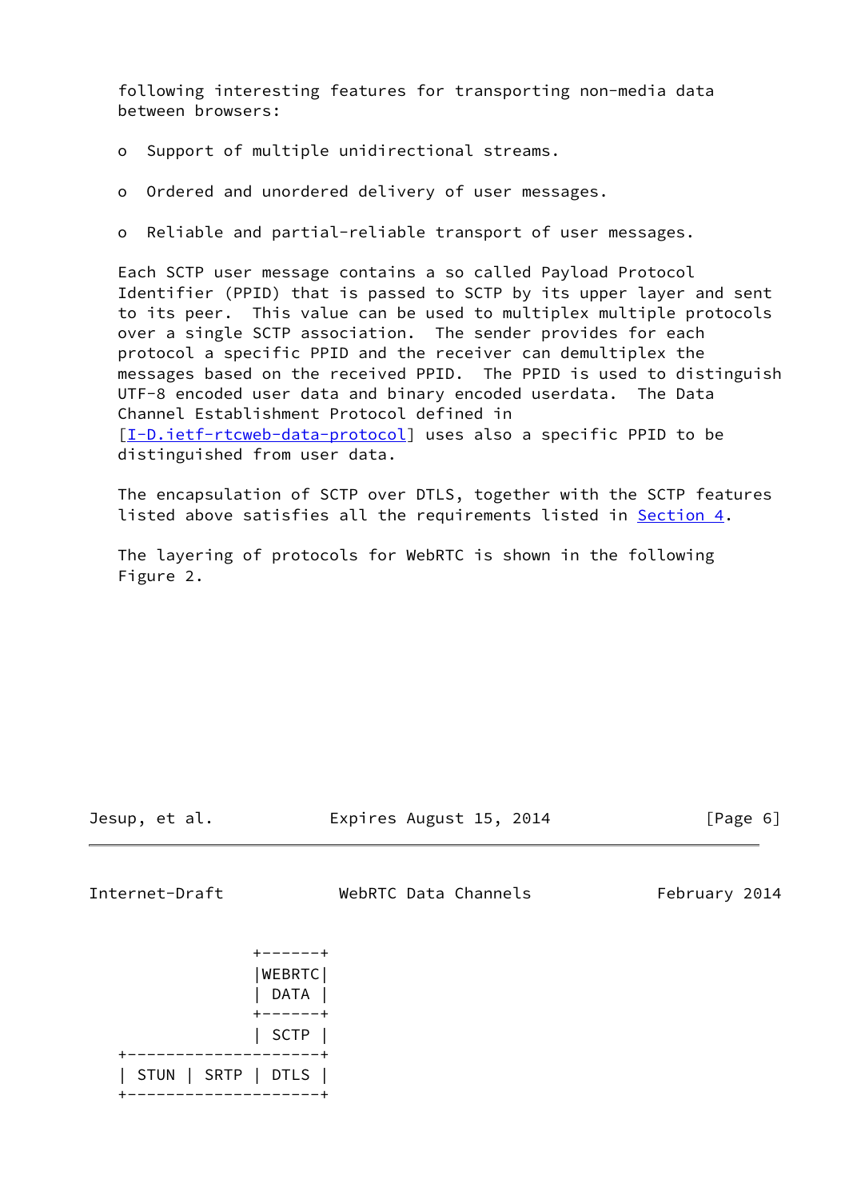following interesting features for transporting non-media data between browsers:

- Support of multiple unidirectional streams.

- Ordered and unordered delivery of user messages.

- Reliable and partial-reliable transport of user messages.

Each SCTP user message contains a so called Payload Protocol Identifier (PPID) that is passed to SCTP by its upper layer and sent to its peer. This value can be used to multiplex multiple protocols over a single SCTP association. The sender provides for each protocol a specific PPID and the receiver can demultiplex the messages based on the received PPID. The PPID is used to distinguish UTF-8 encoded user data and binary encoded userdata. The Data Channel Establishment Protocol defined in [I-D.ietf-rtcweb-data-protocol] uses also a specific PPID to be distinguished from user data.

The encapsulation of SCTP over DTLS, together with the SCTP features listed above satisfies all the requirements listed in Section 4.

The layering of protocols for WebRTC is shown in the following Figure 2.

```
                +------+
                |WEBRTC|
                | DATA |
                +------+
                | SCTP |
    +--------------------+
    | STUN | SRTP | DTLS |
    +--------------------+
```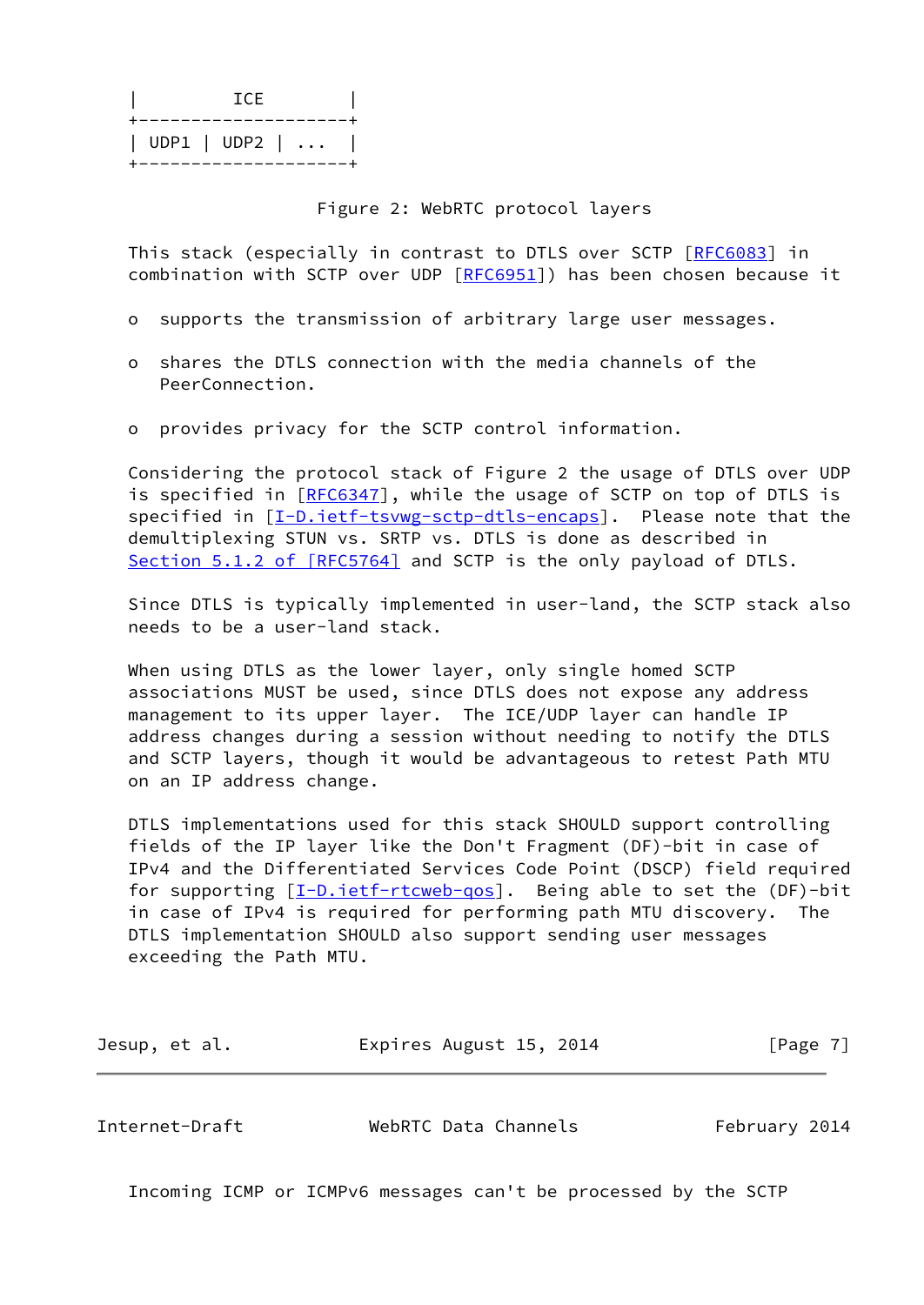```
|         ICE         |
+---------------------+
| UDP1 | UDP2 | ...   |
+---------------------+
```

Figure 2: WebRTC protocol layers

This stack (especially in contrast to DTLS over SCTP [RFC6083] in combination with SCTP over UDP [RFC6951]) has been chosen because it

- supports the transmission of arbitrary large user messages.
- shares the DTLS connection with the media channels of the PeerConnection.
- provides privacy for the SCTP control information.

Considering the protocol stack of Figure 2 the usage of DTLS over UDP is specified in [RFC6347], while the usage of SCTP on top of DTLS is specified in [I-D.ietf-tsvwg-sctp-dtls-encaps]. Please note that the demultiplexing STUN vs. SRTP vs. DTLS is done as described in Section 5.1.2 of [RFC5764] and SCTP is the only payload of DTLS.

Since DTLS is typically implemented in user-land, the SCTP stack also needs to be a user-land stack.

When using DTLS as the lower layer, only single homed SCTP associations MUST be used, since DTLS does not expose any address management to its upper layer. The ICE/UDP layer can handle IP address changes during a session without needing to notify the DTLS and SCTP layers, though it would be advantageous to retest Path MTU on an IP address change.

DTLS implementations used for this stack SHOULD support controlling fields of the IP layer like the Don't Fragment (DF)-bit in case of IPv4 and the Differentiated Services Code Point (DSCP) field required for supporting [I-D.ietf-rtcweb-qos]. Being able to set the (DF)-bit in case of IPv4 is required for performing path MTU discovery. The DTLS implementation SHOULD also support sending user messages exceeding the Path MTU.

Incoming ICMP or ICMPv6 messages can't be processed by the SCTP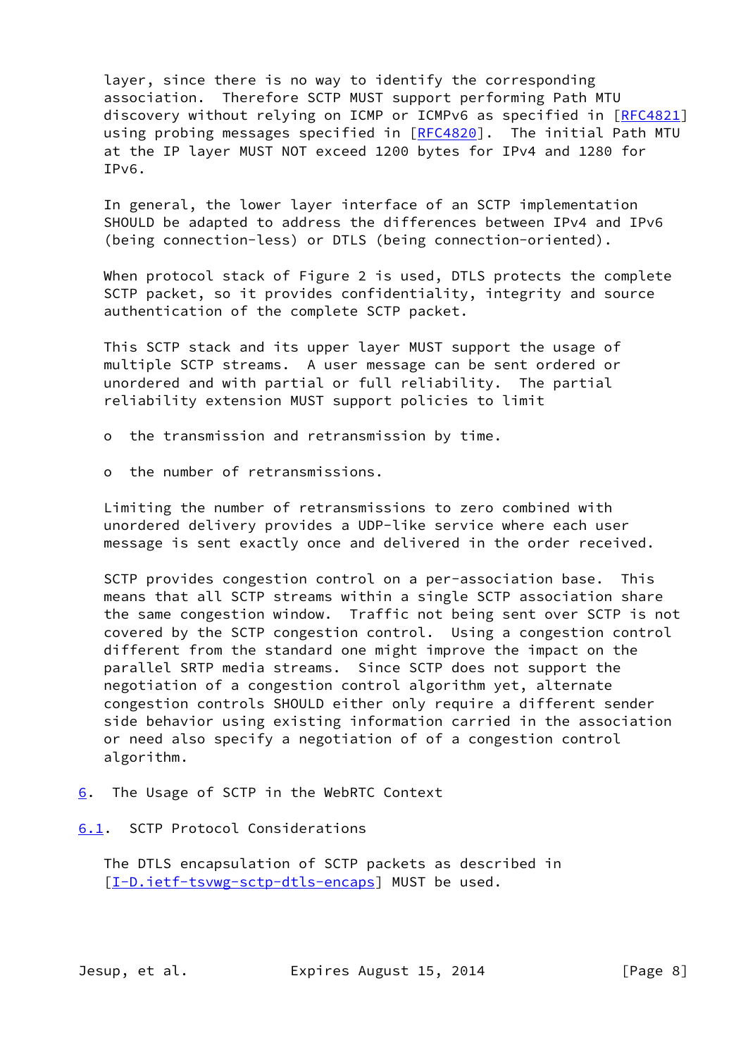layer, since there is no way to identify the corresponding association. Therefore SCTP MUST support performing Path MTU discovery without relying on ICMP or ICMPv6 as specified in [RFC4821] using probing messages specified in [RFC4820]. The initial Path MTU at the IP layer MUST NOT exceed 1200 bytes for IPv4 and 1280 for IPv6.

In general, the lower layer interface of an SCTP implementation SHOULD be adapted to address the differences between IPv4 and IPv6 (being connection-less) or DTLS (being connection-oriented).

When protocol stack of Figure 2 is used, DTLS protects the complete SCTP packet, so it provides confidentiality, integrity and source authentication of the complete SCTP packet.

This SCTP stack and its upper layer MUST support the usage of multiple SCTP streams. A user message can be sent ordered or unordered and with partial or full reliability. The partial reliability extension MUST support policies to limit

- the transmission and retransmission by time.

- the number of retransmissions.

Limiting the number of retransmissions to zero combined with unordered delivery provides a UDP-like service where each user message is sent exactly once and delivered in the order received.

SCTP provides congestion control on a per-association base. This means that all SCTP streams within a single SCTP association share the same congestion window. Traffic not being sent over SCTP is not covered by the SCTP congestion control. Using a congestion control different from the standard one might improve the impact on the parallel SRTP media streams. Since SCTP does not support the negotiation of a congestion control algorithm yet, alternate congestion controls SHOULD either only require a different sender side behavior using existing information carried in the association or need also specify a negotiation of of a congestion control algorithm.

## 6. The Usage of SCTP in the WebRTC Context

### 6.1. SCTP Protocol Considerations

The DTLS encapsulation of SCTP packets as described in [I-D.ietf-tsvwg-sctp-dtls-encaps] MUST be used.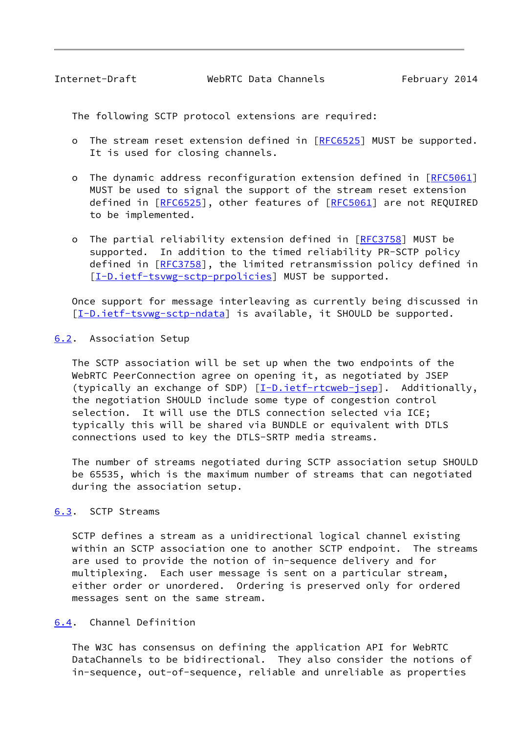The following SCTP protocol extensions are required:

- The stream reset extension defined in [RFC6525] MUST be supported. It is used for closing channels.

- The dynamic address reconfiguration extension defined in [RFC5061] MUST be used to signal the support of the stream reset extension defined in [RFC6525], other features of [RFC5061] are not REQUIRED to be implemented.

- The partial reliability extension defined in [RFC3758] MUST be supported. In addition to the timed reliability PR-SCTP policy defined in [RFC3758], the limited retransmission policy defined in [I-D.ietf-tsvwg-sctp-prpolicies] MUST be supported.

Once support for message interleaving as currently being discussed in [I-D.ietf-tsvwg-sctp-ndata] is available, it SHOULD be supported.

## 6.2. Association Setup

The SCTP association will be set up when the two endpoints of the WebRTC PeerConnection agree on opening it, as negotiated by JSEP (typically an exchange of SDP) [I-D.ietf-rtcweb-jsep]. Additionally, the negotiation SHOULD include some type of congestion control selection. It will use the DTLS connection selected via ICE; typically this will be shared via BUNDLE or equivalent with DTLS connections used to key the DTLS-SRTP media streams.

The number of streams negotiated during SCTP association setup SHOULD be 65535, which is the maximum number of streams that can negotiated during the association setup.

## 6.3. SCTP Streams

SCTP defines a stream as a unidirectional logical channel existing within an SCTP association one to another SCTP endpoint. The streams are used to provide the notion of in-sequence delivery and for multiplexing. Each user message is sent on a particular stream, either order or unordered. Ordering is preserved only for ordered messages sent on the same stream.

## 6.4. Channel Definition

The W3C has consensus on defining the application API for WebRTC DataChannels to be bidirectional. They also consider the notions of in-sequence, out-of-sequence, reliable and unreliable as properties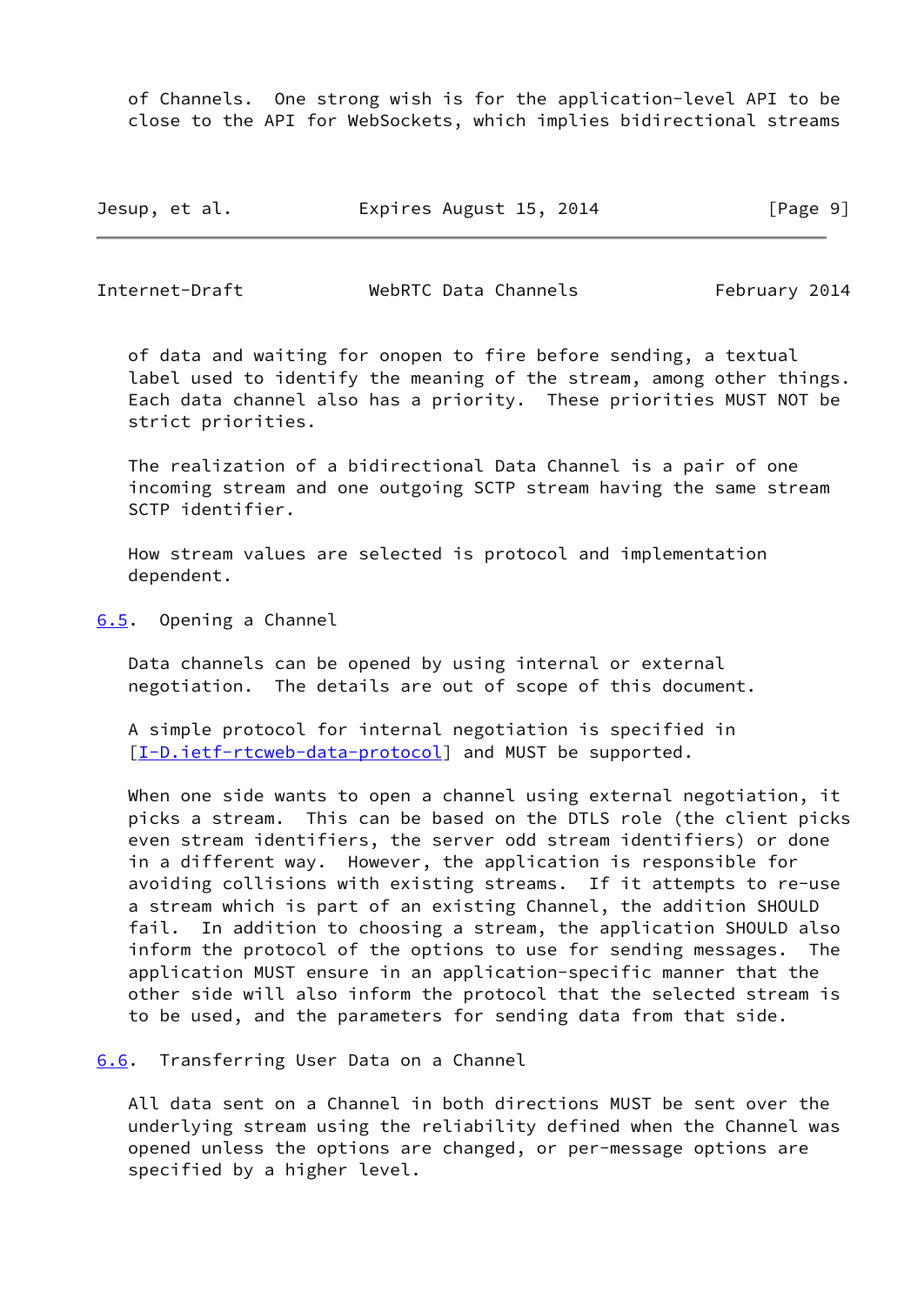of Channels. One strong wish is for the application-level API to be close to the API for WebSockets, which implies bidirectional streams of data and waiting for onopen to fire before sending, a textual label used to identify the meaning of the stream, among other things. Each data channel also has a priority. These priorities MUST NOT be strict priorities.

The realization of a bidirectional Data Channel is a pair of one incoming stream and one outgoing SCTP stream having the same stream SCTP identifier.

How stream values are selected is protocol and implementation dependent.

## 6.5. Opening a Channel

Data channels can be opened by using internal or external negotiation. The details are out of scope of this document.

A simple protocol for internal negotiation is specified in [I-D.ietf-rtcweb-data-protocol] and MUST be supported.

When one side wants to open a channel using external negotiation, it picks a stream. This can be based on the DTLS role (the client picks even stream identifiers, the server odd stream identifiers) or done in a different way. However, the application is responsible for avoiding collisions with existing streams. If it attempts to re-use a stream which is part of an existing Channel, the addition SHOULD fail. In addition to choosing a stream, the application SHOULD also inform the protocol of the options to use for sending messages. The application MUST ensure in an application-specific manner that the other side will also inform the protocol that the selected stream is to be used, and the parameters for sending data from that side.

## 6.6. Transferring User Data on a Channel

All data sent on a Channel in both directions MUST be sent over the underlying stream using the reliability defined when the Channel was opened unless the options are changed, or per-message options are specified by a higher level.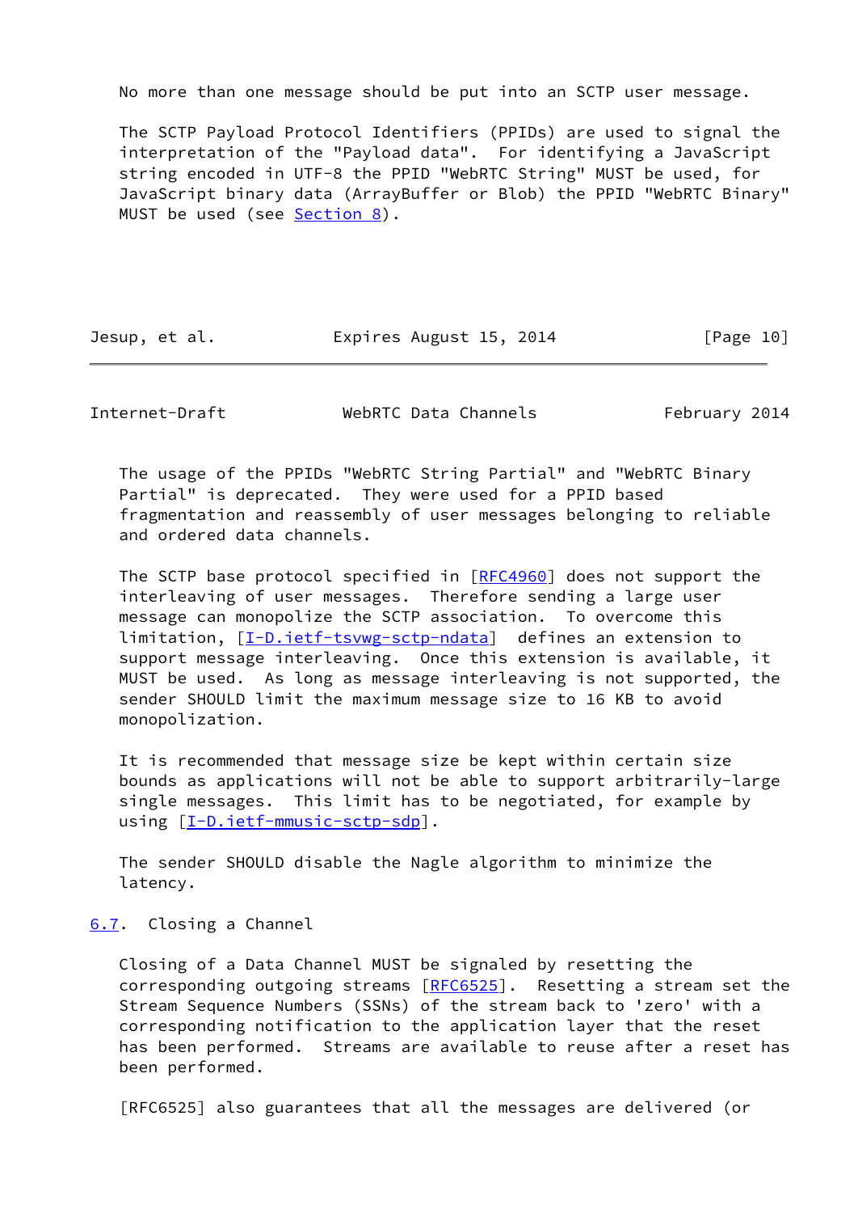No more than one message should be put into an SCTP user message.

The SCTP Payload Protocol Identifiers (PPIDs) are used to signal the interpretation of the "Payload data". For identifying a JavaScript string encoded in UTF-8 the PPID "WebRTC String" MUST be used, for JavaScript binary data (ArrayBuffer or Blob) the PPID "WebRTC Binary" MUST be used (see Section 8).

The usage of the PPIDs "WebRTC String Partial" and "WebRTC Binary Partial" is deprecated. They were used for a PPID based fragmentation and reassembly of user messages belonging to reliable and ordered data channels.

The SCTP base protocol specified in [RFC4960] does not support the interleaving of user messages. Therefore sending a large user message can monopolize the SCTP association. To overcome this limitation, [I-D.ietf-tsvwg-sctp-ndata] defines an extension to support message interleaving. Once this extension is available, it MUST be used. As long as message interleaving is not supported, the sender SHOULD limit the maximum message size to 16 KB to avoid monopolization.

It is recommended that message size be kept within certain size bounds as applications will not be able to support arbitrarily-large single messages. This limit has to be negotiated, for example by using [I-D.ietf-mmusic-sctp-sdp].

The sender SHOULD disable the Nagle algorithm to minimize the latency.

### 6.7. Closing a Channel

Closing of a Data Channel MUST be signaled by resetting the corresponding outgoing streams [RFC6525]. Resetting a stream set the Stream Sequence Numbers (SSNs) of the stream back to 'zero' with a corresponding notification to the application layer that the reset has been performed. Streams are available to reuse after a reset has been performed.

[RFC6525] also guarantees that all the messages are delivered (or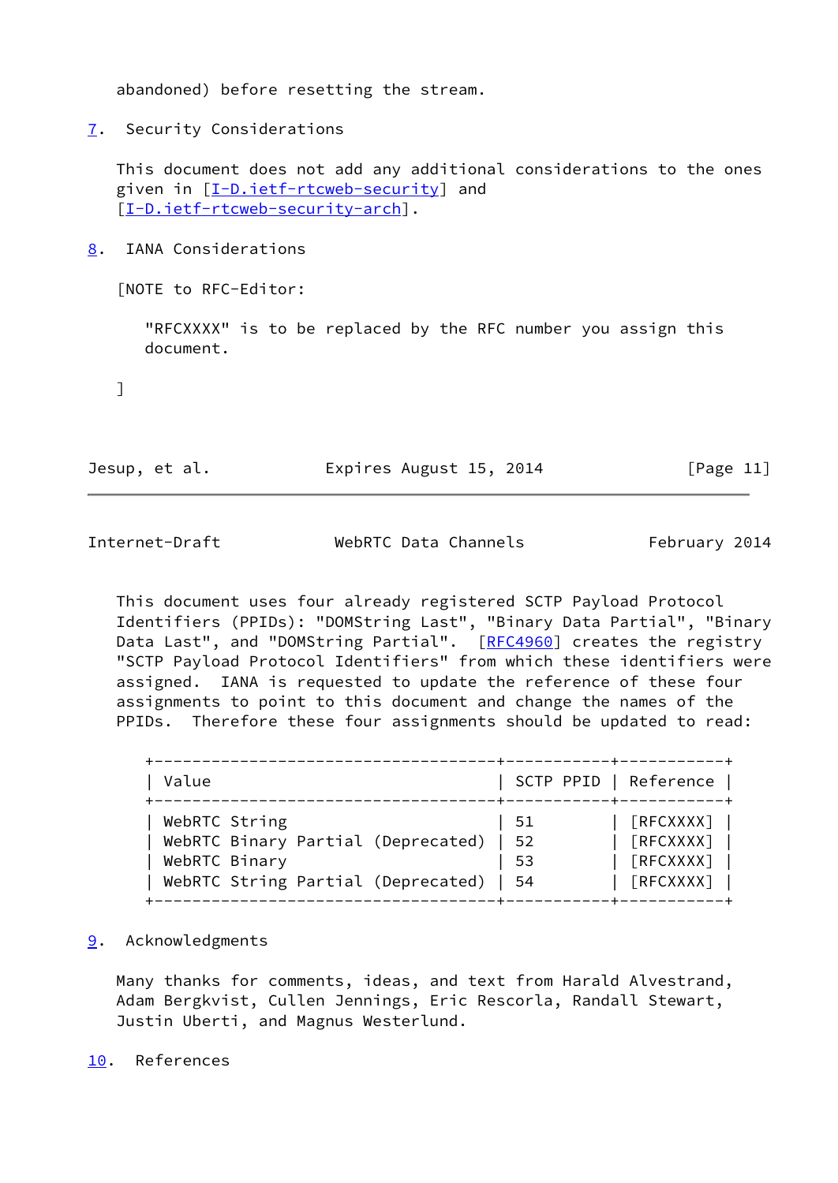abandoned) before resetting the stream.

## 7. Security Considerations

This document does not add any additional considerations to the ones given in [I-D.ietf-rtcweb-security] and [I-D.ietf-rtcweb-security-arch].

## 8. IANA Considerations

[NOTE to RFC-Editor:

"RFCXXXX" is to be replaced by the RFC number you assign this document.

]

This document uses four already registered SCTP Payload Protocol Identifiers (PPIDs): "DOMString Last", "Binary Data Partial", "Binary Data Last", and "DOMString Partial". [RFC4960] creates the registry "SCTP Payload Protocol Identifiers" from which these identifiers were assigned. IANA is requested to update the reference of these four assignments to point to this document and change the names of the PPIDs. Therefore these four assignments should be updated to read:

| Value | SCTP PPID | Reference |
|---|---|---|
| WebRTC String | 51 | [RFCXXXX] |
| WebRTC Binary Partial (Deprecated) | 52 | [RFCXXXX] |
| WebRTC Binary | 53 | [RFCXXXX] |
| WebRTC String Partial (Deprecated) | 54 | [RFCXXXX] |

## 9. Acknowledgments

Many thanks for comments, ideas, and text from Harald Alvestrand, Adam Bergkvist, Cullen Jennings, Eric Rescorla, Randall Stewart, Justin Uberti, and Magnus Westerlund.

## 10. References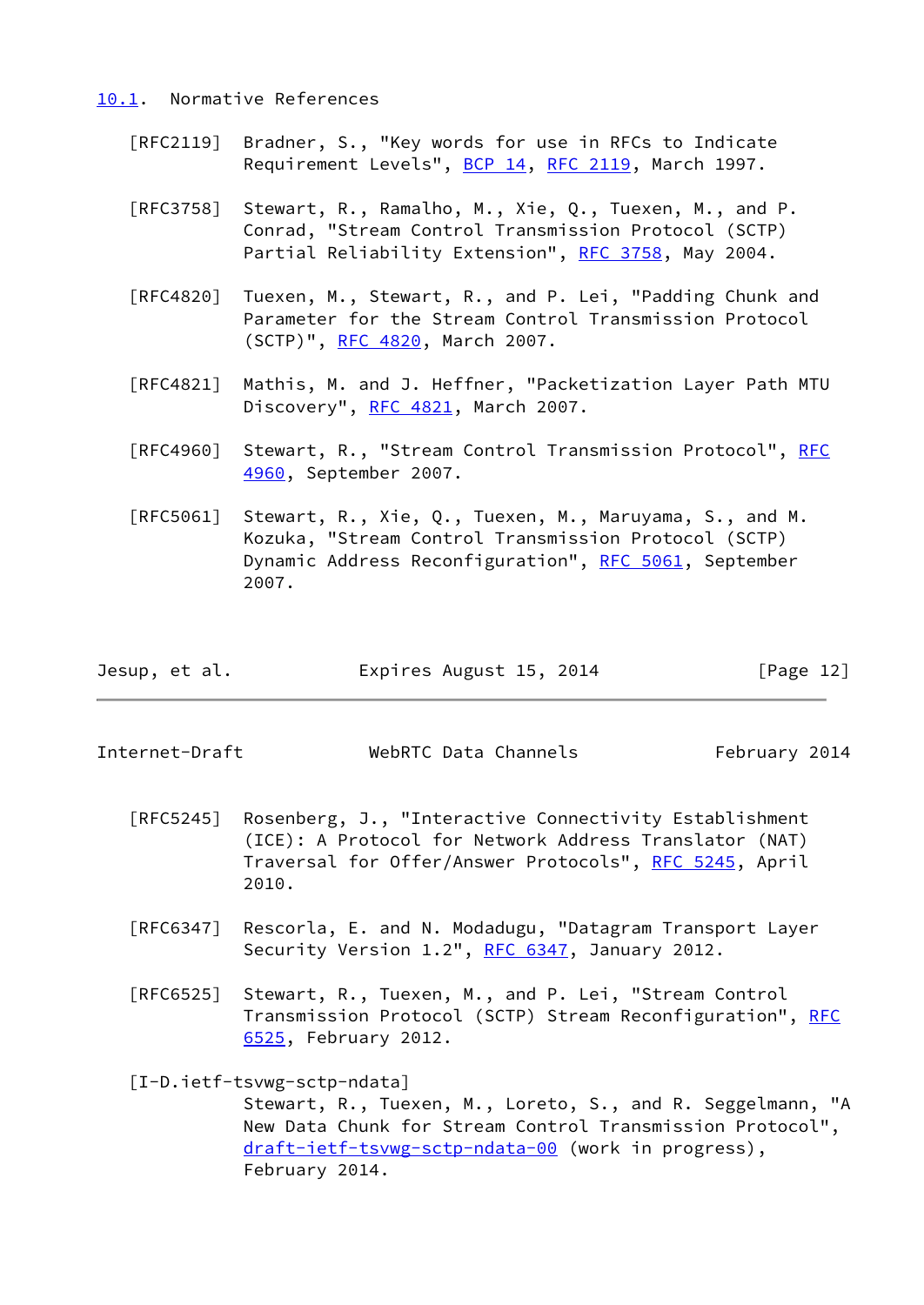### 10.1. Normative References

[RFC2119] Bradner, S., "Key words for use in RFCs to Indicate Requirement Levels", BCP 14, RFC 2119, March 1997.

[RFC3758] Stewart, R., Ramalho, M., Xie, Q., Tuexen, M., and P. Conrad, "Stream Control Transmission Protocol (SCTP) Partial Reliability Extension", RFC 3758, May 2004.

[RFC4820] Tuexen, M., Stewart, R., and P. Lei, "Padding Chunk and Parameter for the Stream Control Transmission Protocol (SCTP)", RFC 4820, March 2007.

[RFC4821] Mathis, M. and J. Heffner, "Packetization Layer Path MTU Discovery", RFC 4821, March 2007.

[RFC4960] Stewart, R., "Stream Control Transmission Protocol", RFC 4960, September 2007.

[RFC5061] Stewart, R., Xie, Q., Tuexen, M., Maruyama, S., and M. Kozuka, "Stream Control Transmission Protocol (SCTP) Dynamic Address Reconfiguration", RFC 5061, September 2007.

[RFC5245] Rosenberg, J., "Interactive Connectivity Establishment (ICE): A Protocol for Network Address Translator (NAT) Traversal for Offer/Answer Protocols", RFC 5245, April 2010.

[RFC6347] Rescorla, E. and N. Modadugu, "Datagram Transport Layer Security Version 1.2", RFC 6347, January 2012.

[RFC6525] Stewart, R., Tuexen, M., and P. Lei, "Stream Control Transmission Protocol (SCTP) Stream Reconfiguration", RFC 6525, February 2012.

[I-D.ietf-tsvwg-sctp-ndata]
Stewart, R., Tuexen, M., Loreto, S., and R. Seggelmann, "A New Data Chunk for Stream Control Transmission Protocol", draft-ietf-tsvwg-sctp-ndata-00 (work in progress), February 2014.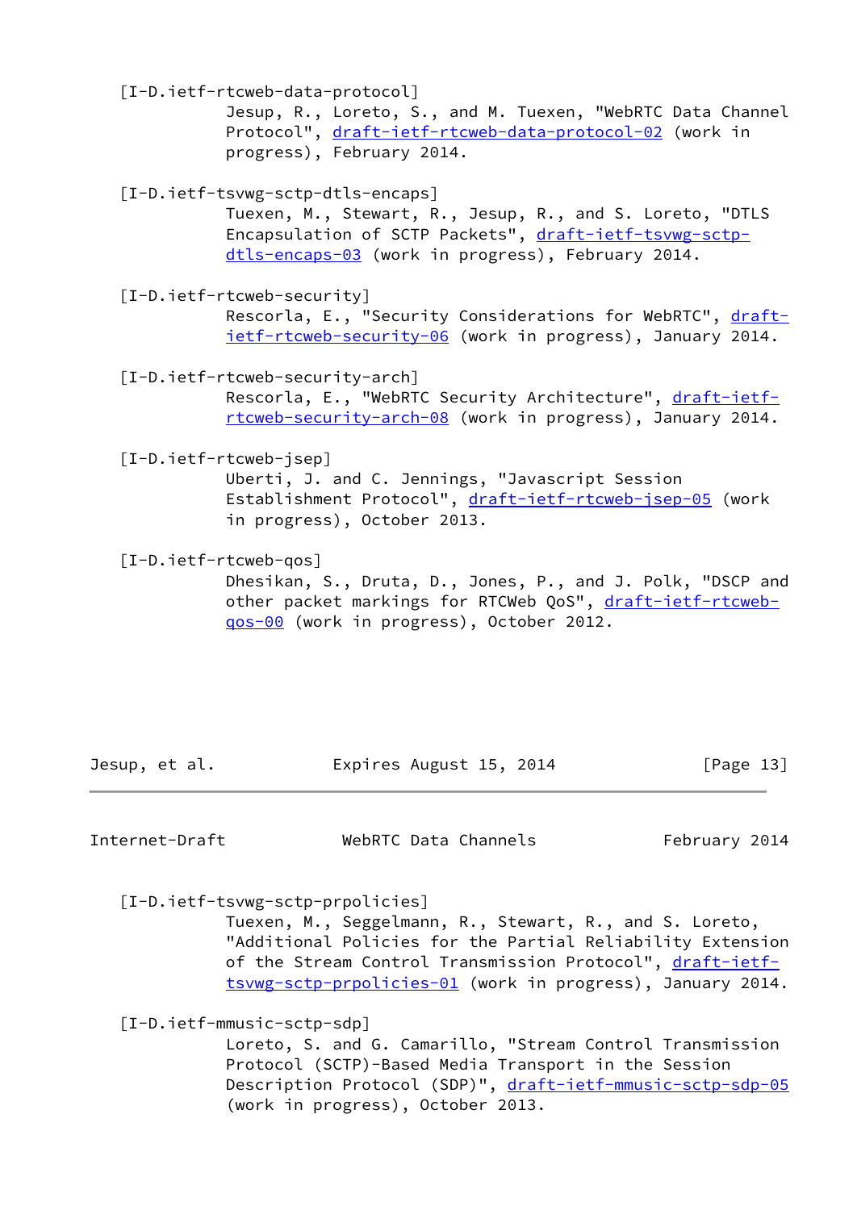[I-D.ietf-rtcweb-data-protocol]
Jesup, R., Loreto, S., and M. Tuexen, "WebRTC Data Channel Protocol", draft-ietf-rtcweb-data-protocol-02 (work in progress), February 2014.

[I-D.ietf-tsvwg-sctp-dtls-encaps]
Tuexen, M., Stewart, R., Jesup, R., and S. Loreto, "DTLS Encapsulation of SCTP Packets", draft-ietf-tsvwg-sctp-dtls-encaps-03 (work in progress), February 2014.

[I-D.ietf-rtcweb-security]
Rescorla, E., "Security Considerations for WebRTC", draft-ietf-rtcweb-security-06 (work in progress), January 2014.

[I-D.ietf-rtcweb-security-arch]
Rescorla, E., "WebRTC Security Architecture", draft-ietf-rtcweb-security-arch-08 (work in progress), January 2014.

[I-D.ietf-rtcweb-jsep]
Uberti, J. and C. Jennings, "Javascript Session Establishment Protocol", draft-ietf-rtcweb-jsep-05 (work in progress), October 2013.

[I-D.ietf-rtcweb-qos]
Dhesikan, S., Druta, D., Jones, P., and J. Polk, "DSCP and other packet markings for RTCWeb QoS", draft-ietf-rtcweb-qos-00 (work in progress), October 2012.

[I-D.ietf-tsvwg-sctp-prpolicies]
Tuexen, M., Seggelmann, R., Stewart, R., and S. Loreto, "Additional Policies for the Partial Reliability Extension of the Stream Control Transmission Protocol", draft-ietf-tsvwg-sctp-prpolicies-01 (work in progress), January 2014.

[I-D.ietf-mmusic-sctp-sdp]
Loreto, S. and G. Camarillo, "Stream Control Transmission Protocol (SCTP)-Based Media Transport in the Session Description Protocol (SDP)", draft-ietf-mmusic-sctp-sdp-05 (work in progress), October 2013.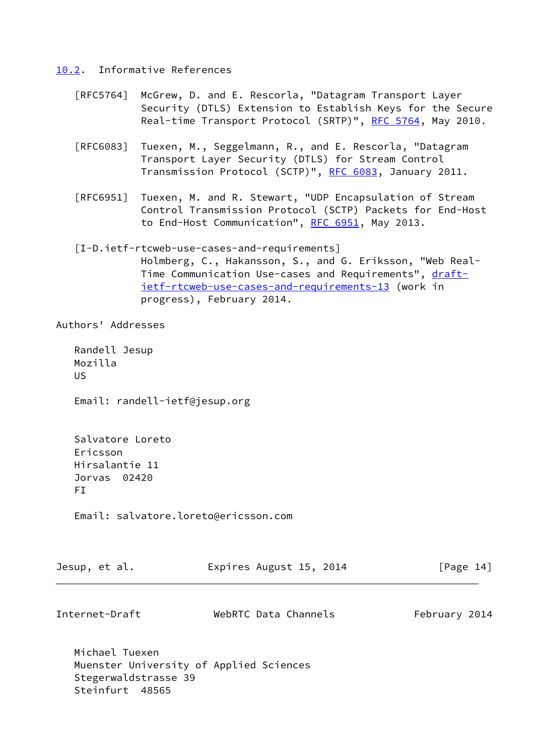### 10.2. Informative References

[RFC5764] McGrew, D. and E. Rescorla, "Datagram Transport Layer Security (DTLS) Extension to Establish Keys for the Secure Real-time Transport Protocol (SRTP)", RFC 5764, May 2010.

[RFC6083] Tuexen, M., Seggelmann, R., and E. Rescorla, "Datagram Transport Layer Security (DTLS) for Stream Control Transmission Protocol (SCTP)", RFC 6083, January 2011.

[RFC6951] Tuexen, M. and R. Stewart, "UDP Encapsulation of Stream Control Transmission Protocol (SCTP) Packets for End-Host to End-Host Communication", RFC 6951, May 2013.

[I-D.ietf-rtcweb-use-cases-and-requirements] Holmberg, C., Hakansson, S., and G. Eriksson, "Web Real-Time Communication Use-cases and Requirements", draft-ietf-rtcweb-use-cases-and-requirements-13 (work in progress), February 2014.

## Authors' Addresses

Randell Jesup
Mozilla
US

Email: randell-ietf@jesup.org

Salvatore Loreto
Ericsson
Hirsalantie 11
Jorvas 02420
FI

Email: salvatore.loreto@ericsson.com

Michael Tuexen
Muenster University of Applied Sciences
Stegerwaldstrasse 39
Steinfurt 48565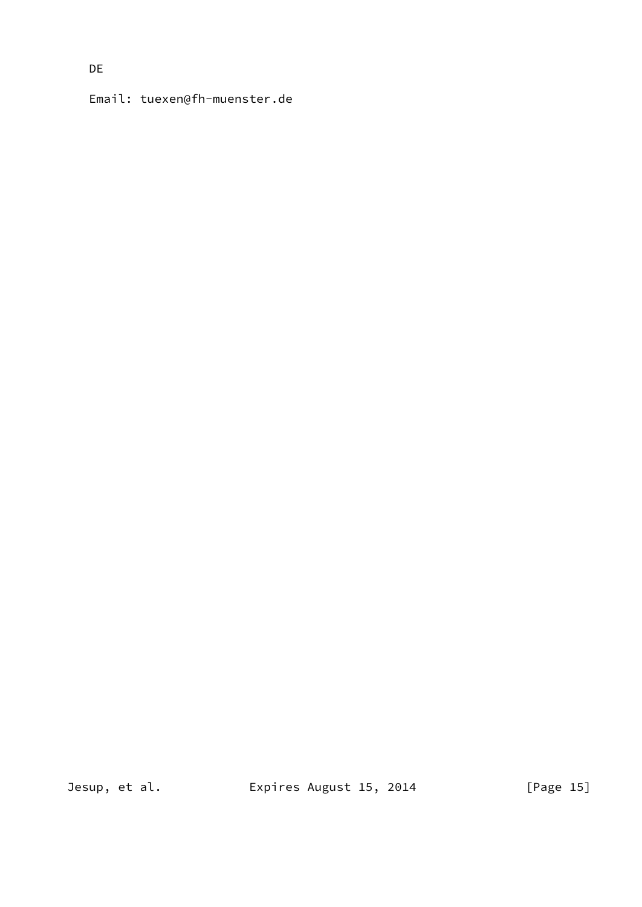DE

Email: tuexen@fh-muenster.de